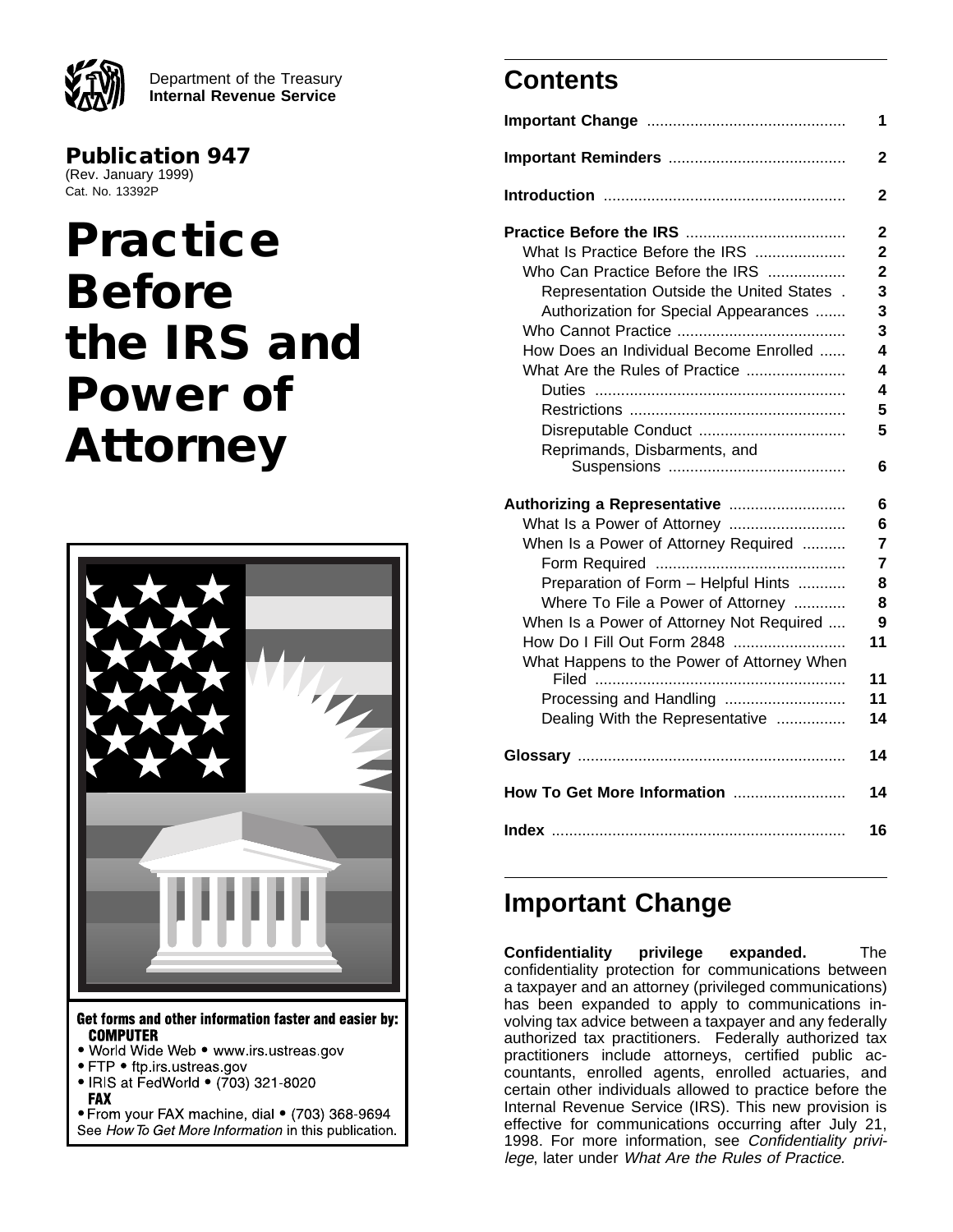Department of the Treasury
**Internal Revenue Service**

**Publication 947**
(Rev. January 1999)
Cat. No. 13392P

# Practice Before the IRS and Power of Attorney

**Get forms and other information faster and easier by:**
**COMPUTER**
- World Wide Web • www.irs.ustreas.gov
- FTP • ftp.irs.ustreas.gov
- IRIS at FedWorld • (703) 321-8020

**FAX**
- From your FAX machine, dial • (703) 368-9694

See *How To Get More Information* in this publication.

## Contents

| | |
|---|---|
| **Important Change** | **1** |
| **Important Reminders** | **2** |
| **Introduction** | **2** |
| **Practice Before the IRS** | **2** |
| What Is Practice Before the IRS | 2 |
| Who Can Practice Before the IRS | 2 |
| Representation Outside the United States | 3 |
| Authorization for Special Appearances | 3 |
| Who Cannot Practice | 3 |
| How Does an Individual Become Enrolled | 4 |
| What Are the Rules of Practice | 4 |
| Duties | 4 |
| Restrictions | 5 |
| Disreputable Conduct | 5 |
| Reprimands, Disbarments, and Suspensions | 6 |
| **Authorizing a Representative** | **6** |
| What Is a Power of Attorney | 6 |
| When Is a Power of Attorney Required | 7 |
| Form Required | 7 |
| Preparation of Form – Helpful Hints | 8 |
| Where To File a Power of Attorney | 8 |
| When Is a Power of Attorney Not Required | 9 |
| How Do I Fill Out Form 2848 | 11 |
| What Happens to the Power of Attorney When Filed | 11 |
| Processing and Handling | 11 |
| Dealing With the Representative | 14 |
| **Glossary** | **14** |
| **How To Get More Information** | **14** |
| **Index** | **16** |

## Important Change

**Confidentiality privilege expanded.** The confidentiality protection for communications between a taxpayer and an attorney (privileged communications) has been expanded to apply to communications involving tax advice between a taxpayer and any federally authorized tax practitioners. Federally authorized tax practitioners include attorneys, certified public accountants, enrolled agents, enrolled actuaries, and certain other individuals allowed to practice before the Internal Revenue Service (IRS). This new provision is effective for communications occurring after July 21, 1998. For more information, see *Confidentiality privilege*, later under *What Are the Rules of Practice.*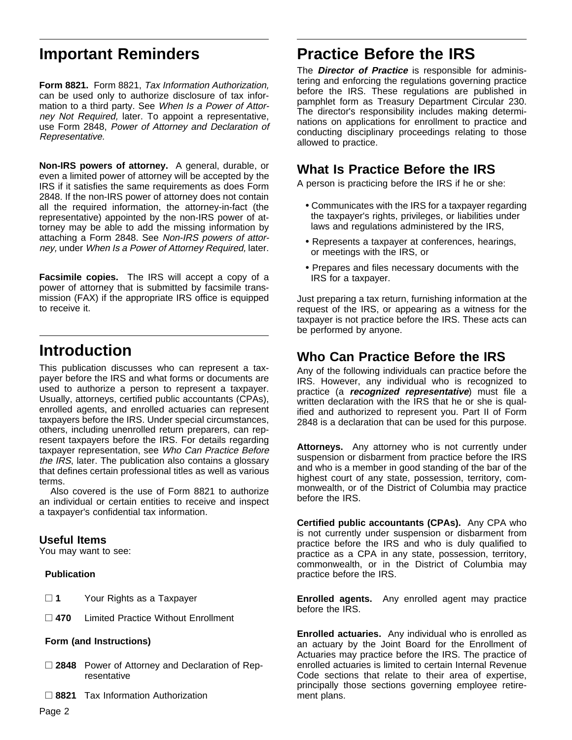# Important Reminders

**Form 8821.** Form 8821, *Tax Information Authorization,* can be used only to authorize disclosure of tax information to a third party. See *When Is a Power of Attorney Not Required,* later. To appoint a representative, use Form 2848, *Power of Attorney and Declaration of Representative.*

**Non-IRS powers of attorney.** A general, durable, or even a limited power of attorney will be accepted by the IRS if it satisfies the same requirements as does Form 2848. If the non-IRS power of attorney does not contain all the required information, the attorney-in-fact (the representative) appointed by the non-IRS power of attorney may be able to add the missing information by attaching a Form 2848. See *Non-IRS powers of attorney,* under *When Is a Power of Attorney Required,* later.

**Facsimile copies.** The IRS will accept a copy of a power of attorney that is submitted by facsimile transmission (FAX) if the appropriate IRS office is equipped to receive it.

# Introduction

This publication discusses who can represent a taxpayer before the IRS and what forms or documents are used to authorize a person to represent a taxpayer. Usually, attorneys, certified public accountants (CPAs), enrolled agents, and enrolled actuaries can represent taxpayers before the IRS. Under special circumstances, others, including unenrolled return preparers, can represent taxpayers before the IRS. For details regarding taxpayer representation, see *Who Can Practice Before the IRS*, later. The publication also contains a glossary that defines certain professional titles as well as various terms.

Also covered is the use of Form 8821 to authorize an individual or certain entities to receive and inspect a taxpayer's confidential tax information.

## Useful Items

You may want to see:

**Publication**

- ☐ **1** Your Rights as a Taxpayer
- ☐ **470** Limited Practice Without Enrollment

**Form (and Instructions)**

- ☐ **2848** Power of Attorney and Declaration of Representative
- ☐ **8821** Tax Information Authorization

# Practice Before the IRS

The ***Director of Practice*** is responsible for administering and enforcing the regulations governing practice before the IRS. These regulations are published in pamphlet form as Treasury Department Circular 230. The director's responsibility includes making determinations on applications for enrollment to practice and conducting disciplinary proceedings relating to those allowed to practice.

## What Is Practice Before the IRS

A person is practicing before the IRS if he or she:

- Communicates with the IRS for a taxpayer regarding the taxpayer's rights, privileges, or liabilities under laws and regulations administered by the IRS,
- Represents a taxpayer at conferences, hearings, or meetings with the IRS, or
- Prepares and files necessary documents with the IRS for a taxpayer.

Just preparing a tax return, furnishing information at the request of the IRS, or appearing as a witness for the taxpayer is not practice before the IRS. These acts can be performed by anyone.

## Who Can Practice Before the IRS

Any of the following individuals can practice before the IRS. However, any individual who is recognized to practice (a ***recognized representative***) must file a written declaration with the IRS that he or she is qualified and authorized to represent you. Part II of Form 2848 is a declaration that can be used for this purpose.

**Attorneys.** Any attorney who is not currently under suspension or disbarment from practice before the IRS and who is a member in good standing of the bar of the highest court of any state, possession, territory, commonwealth, or of the District of Columbia may practice before the IRS.

**Certified public accountants (CPAs).** Any CPA who is not currently under suspension or disbarment from practice before the IRS and who is duly qualified to practice as a CPA in any state, possession, territory, commonwealth, or in the District of Columbia may practice before the IRS.

**Enrolled agents.** Any enrolled agent may practice before the IRS.

**Enrolled actuaries.** Any individual who is enrolled as an actuary by the Joint Board for the Enrollment of Actuaries may practice before the IRS. The practice of enrolled actuaries is limited to certain Internal Revenue Code sections that relate to their area of expertise, principally those sections governing employee retirement plans.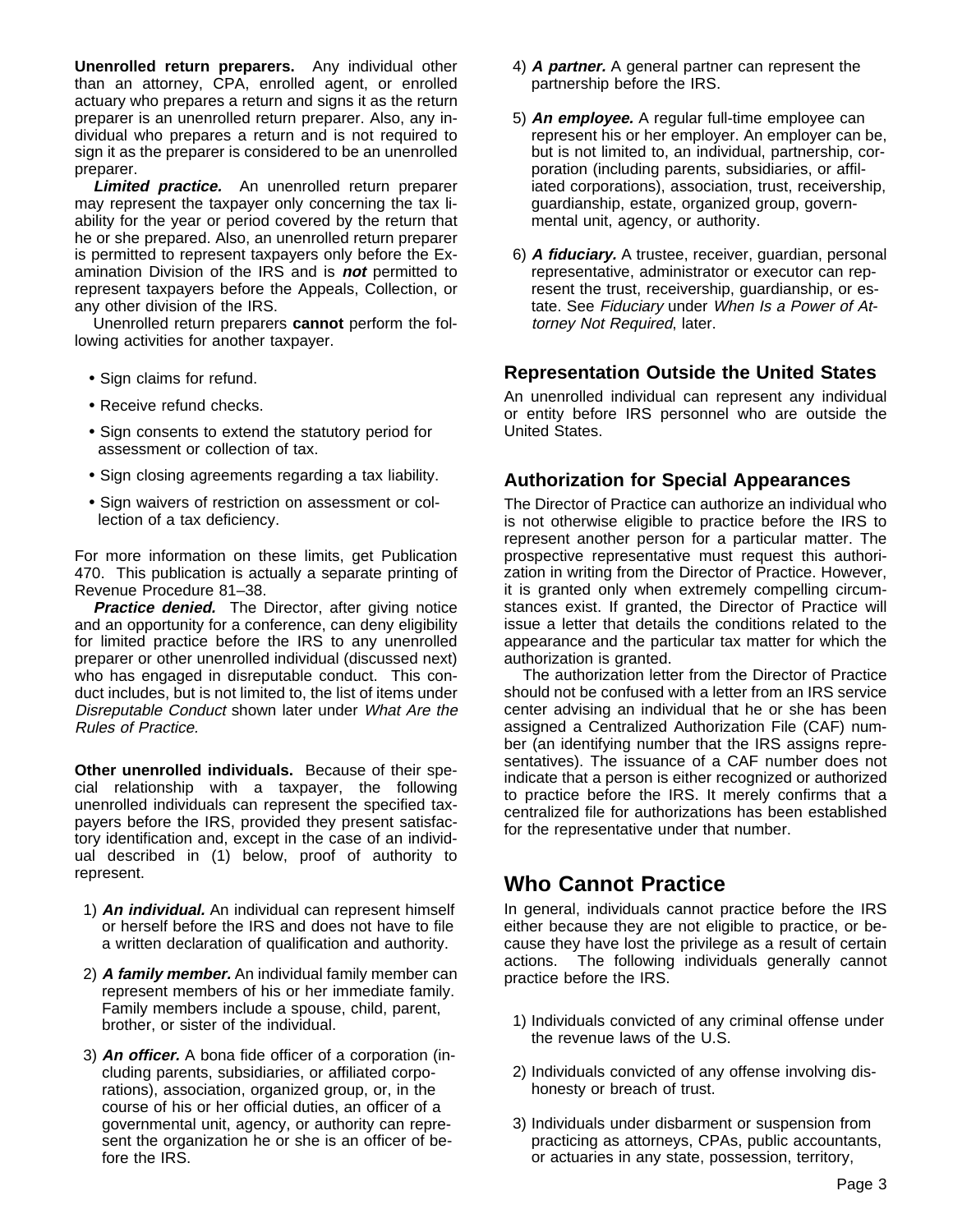**Unenrolled return preparers.** Any individual other than an attorney, CPA, enrolled agent, or enrolled actuary who prepares a return and signs it as the return preparer is an unenrolled return preparer. Also, any individual who prepares a return and is not required to sign it as the preparer is considered to be an unenrolled preparer.

***Limited practice.*** An unenrolled return preparer may represent the taxpayer only concerning the tax liability for the year or period covered by the return that he or she prepared. Also, an unenrolled return preparer is permitted to represent taxpayers only before the Examination Division of the IRS and is ***not*** permitted to represent taxpayers before the Appeals, Collection, or any other division of the IRS.

Unenrolled return preparers **cannot** perform the following activities for another taxpayer.

- Sign claims for refund.
- Receive refund checks.
- Sign consents to extend the statutory period for assessment or collection of tax.
- Sign closing agreements regarding a tax liability.
- Sign waivers of restriction on assessment or collection of a tax deficiency.

For more information on these limits, get Publication 470. This publication is actually a separate printing of Revenue Procedure 81–38.

***Practice denied.*** The Director, after giving notice and an opportunity for a conference, can deny eligibility for limited practice before the IRS to any unenrolled preparer or other unenrolled individual (discussed next) who has engaged in disreputable conduct. This conduct includes, but is not limited to, the list of items under *Disreputable Conduct* shown later under *What Are the Rules of Practice.*

**Other unenrolled individuals.** Because of their special relationship with a taxpayer, the following unenrolled individuals can represent the specified taxpayers before the IRS, provided they present satisfactory identification and, except in the case of an individual described in (1) below, proof of authority to represent.

1) ***An individual.*** An individual can represent himself or herself before the IRS and does not have to file a written declaration of qualification and authority.

2) ***A family member.*** An individual family member can represent members of his or her immediate family. Family members include a spouse, child, parent, brother, or sister of the individual.

3) ***An officer.*** A bona fide officer of a corporation (including parents, subsidiaries, or affiliated corporations), association, organized group, or, in the course of his or her official duties, an officer of a governmental unit, agency, or authority can represent the organization he or she is an officer of before the IRS.

4) ***A partner.*** A general partner can represent the partnership before the IRS.

5) ***An employee.*** A regular full-time employee can represent his or her employer. An employer can be, but is not limited to, an individual, partnership, corporation (including parents, subsidiaries, or affiliated corporations), association, trust, receivership, guardianship, estate, organized group, governmental unit, agency, or authority.

6) ***A fiduciary.*** A trustee, receiver, guardian, personal representative, administrator or executor can represent the trust, receivership, guardianship, or estate. See *Fiduciary* under *When Is a Power of Attorney Not Required*, later.

### Representation Outside the United States

An unenrolled individual can represent any individual or entity before IRS personnel who are outside the United States.

### Authorization for Special Appearances

The Director of Practice can authorize an individual who is not otherwise eligible to practice before the IRS to represent another person for a particular matter. The prospective representative must request this authorization in writing from the Director of Practice. However, it is granted only when extremely compelling circumstances exist. If granted, the Director of Practice will issue a letter that details the conditions related to the appearance and the particular tax matter for which the authorization is granted.

The authorization letter from the Director of Practice should not be confused with a letter from an IRS service center advising an individual that he or she has been assigned a Centralized Authorization File (CAF) number (an identifying number that the IRS assigns representatives). The issuance of a CAF number does not indicate that a person is either recognized or authorized to practice before the IRS. It merely confirms that a centralized file for authorizations has been established for the representative under that number.

## Who Cannot Practice

In general, individuals cannot practice before the IRS either because they are not eligible to practice, or because they have lost the privilege as a result of certain actions. The following individuals generally cannot practice before the IRS.

1) Individuals convicted of any criminal offense under the revenue laws of the U.S.

2) Individuals convicted of any offense involving dishonesty or breach of trust.

3) Individuals under disbarment or suspension from practicing as attorneys, CPAs, public accountants, or actuaries in any state, possession, territory,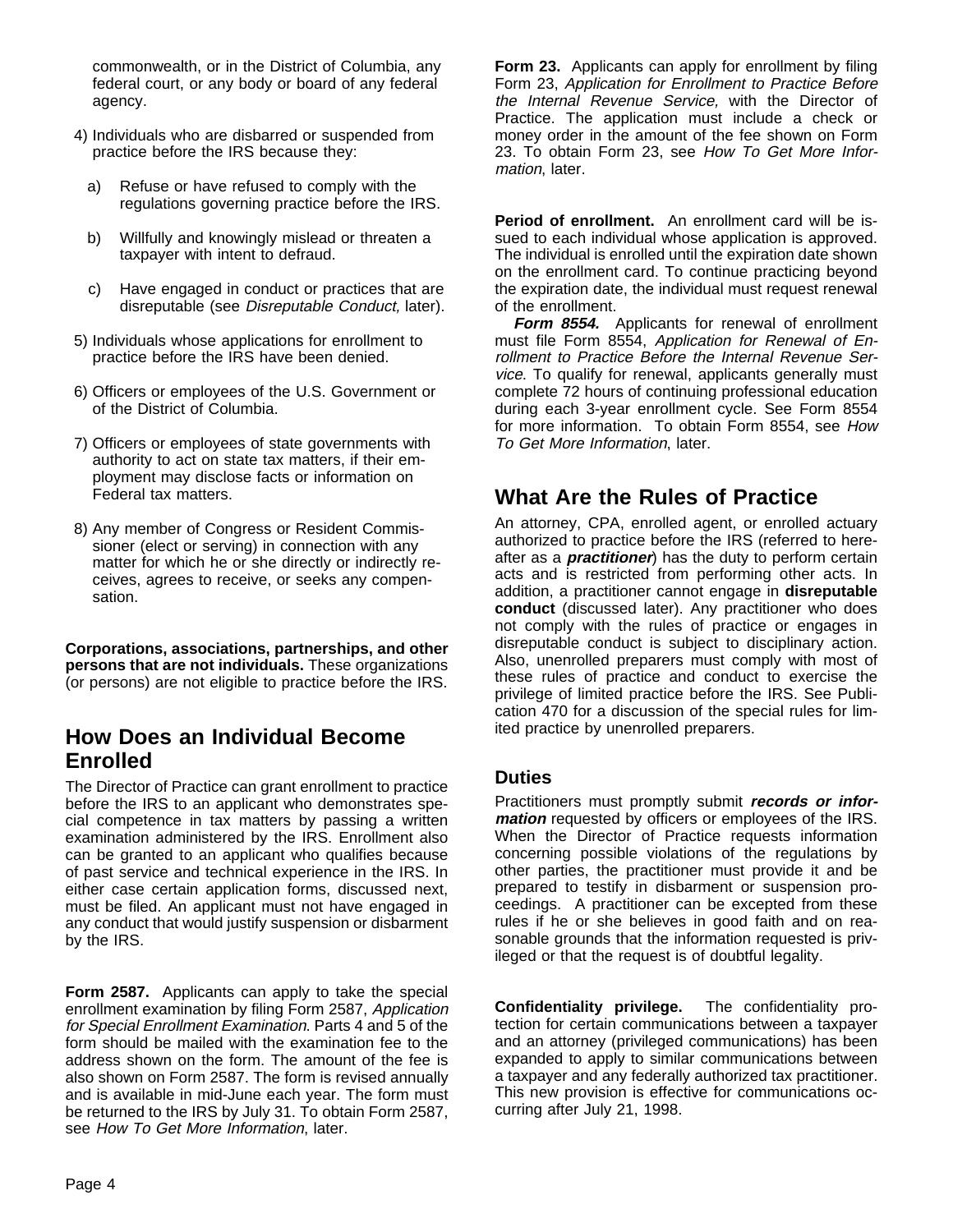commonwealth, or in the District of Columbia, any federal court, or any body or board of any federal agency.

4) Individuals who are disbarred or suspended from practice before the IRS because they:

   a) Refuse or have refused to comply with the regulations governing practice before the IRS.

   b) Willfully and knowingly mislead or threaten a taxpayer with intent to defraud.

   c) Have engaged in conduct or practices that are disreputable (see *Disreputable Conduct,* later).

5) Individuals whose applications for enrollment to practice before the IRS have been denied.

6) Officers or employees of the U.S. Government or of the District of Columbia.

7) Officers or employees of state governments with authority to act on state tax matters, if their employment may disclose facts or information on Federal tax matters.

8) Any member of Congress or Resident Commissioner (elect or serving) in connection with any matter for which he or she directly or indirectly receives, agrees to receive, or seeks any compensation.

**Corporations, associations, partnerships, and other persons that are not individuals.** These organizations (or persons) are not eligible to practice before the IRS.

## How Does an Individual Become Enrolled

The Director of Practice can grant enrollment to practice before the IRS to an applicant who demonstrates special competence in tax matters by passing a written examination administered by the IRS. Enrollment also can be granted to an applicant who qualifies because of past service and technical experience in the IRS. In either case certain application forms, discussed next, must be filed. An applicant must not have engaged in any conduct that would justify suspension or disbarment by the IRS.

**Form 2587.** Applicants can apply to take the special enrollment examination by filing Form 2587, *Application for Special Enrollment Examination*. Parts 4 and 5 of the form should be mailed with the examination fee to the address shown on the form. The amount of the fee is also shown on Form 2587. The form is revised annually and is available in mid-June each year. The form must be returned to the IRS by July 31. To obtain Form 2587, see *How To Get More Information*, later.

**Form 23.** Applicants can apply for enrollment by filing Form 23, *Application for Enrollment to Practice Before the Internal Revenue Service,* with the Director of Practice. The application must include a check or money order in the amount of the fee shown on Form 23. To obtain Form 23, see *How To Get More Information*, later.

**Period of enrollment.** An enrollment card will be issued to each individual whose application is approved. The individual is enrolled until the expiration date shown on the enrollment card. To continue practicing beyond the expiration date, the individual must request renewal of the enrollment.

***Form 8554.*** Applicants for renewal of enrollment must file Form 8554, *Application for Renewal of Enrollment to Practice Before the Internal Revenue Service.* To qualify for renewal, applicants generally must complete 72 hours of continuing professional education during each 3-year enrollment cycle. See Form 8554 for more information. To obtain Form 8554, see *How To Get More Information*, later.

## What Are the Rules of Practice

An attorney, CPA, enrolled agent, or enrolled actuary authorized to practice before the IRS (referred to hereafter as a ***practitioner***) has the duty to perform certain acts and is restricted from performing other acts. In addition, a practitioner cannot engage in **disreputable conduct** (discussed later). Any practitioner who does not comply with the rules of practice or engages in disreputable conduct is subject to disciplinary action. Also, unenrolled preparers must comply with most of these rules of practice and conduct to exercise the privilege of limited practice before the IRS. See Publication 470 for a discussion of the special rules for limited practice by unenrolled preparers.

### Duties

Practitioners must promptly submit ***records or information*** requested by officers or employees of the IRS. When the Director of Practice requests information concerning possible violations of the regulations by other parties, the practitioner must provide it and be prepared to testify in disbarment or suspension proceedings. A practitioner can be excepted from these rules if he or she believes in good faith and on reasonable grounds that the information requested is privileged or that the request is of doubtful legality.

**Confidentiality privilege.** The confidentiality protection for certain communications between a taxpayer and an attorney (privileged communications) has been expanded to apply to similar communications between a taxpayer and any federally authorized tax practitioner. This new provision is effective for communications occurring after July 21, 1998.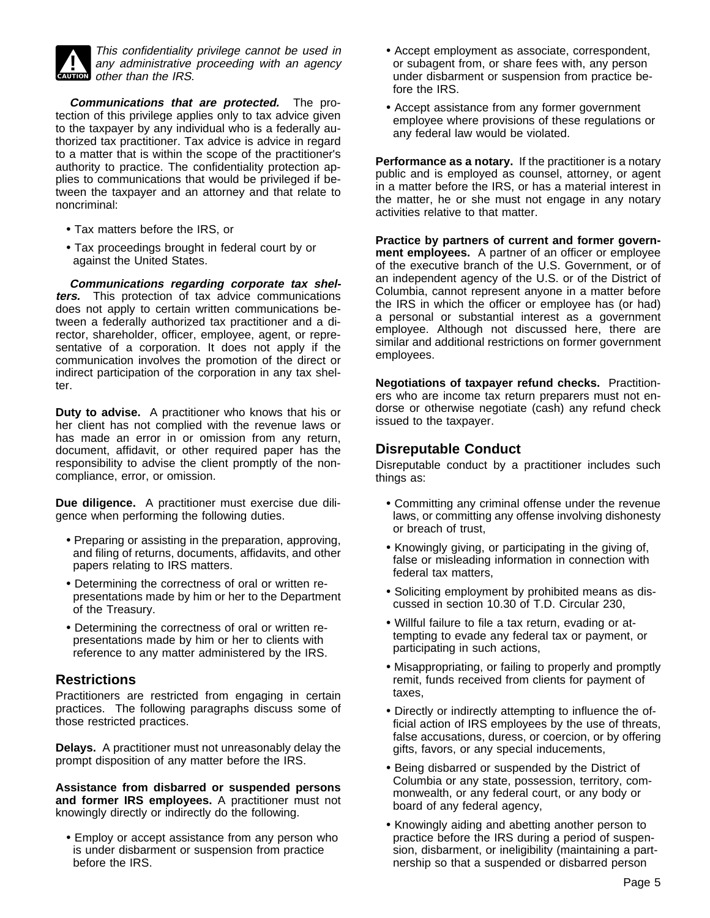CAUTION: *This confidentiality privilege cannot be used in any administrative proceeding with an agency other than the IRS.*

***Communications that are protected.*** The protection of this privilege applies only to tax advice given to the taxpayer by any individual who is a federally authorized tax practitioner. Tax advice is advice in regard to a matter that is within the scope of the practitioner's authority to practice. The confidentiality protection applies to communications that would be privileged if between the taxpayer and an attorney and that relate to noncriminal:

- Tax matters before the IRS, or
- Tax proceedings brought in federal court by or against the United States.

***Communications regarding corporate tax shelters.*** This protection of tax advice communications does not apply to certain written communications between a federally authorized tax practitioner and a director, shareholder, officer, employee, agent, or representative of a corporation. It does not apply if the communication involves the promotion of the direct or indirect participation of the corporation in any tax shelter.

**Duty to advise.** A practitioner who knows that his or her client has not complied with the revenue laws or has made an error in or omission from any return, document, affidavit, or other required paper has the responsibility to advise the client promptly of the noncompliance, error, or omission.

**Due diligence.** A practitioner must exercise due diligence when performing the following duties.

- Preparing or assisting in the preparation, approving, and filing of returns, documents, affidavits, and other papers relating to IRS matters.
- Determining the correctness of oral or written representations made by him or her to the Department of the Treasury.
- Determining the correctness of oral or written representations made by him or her to clients with reference to any matter administered by the IRS.

## Restrictions

Practitioners are restricted from engaging in certain practices. The following paragraphs discuss some of those restricted practices.

**Delays.** A practitioner must not unreasonably delay the prompt disposition of any matter before the IRS.

**Assistance from disbarred or suspended persons and former IRS employees.** A practitioner must not knowingly directly or indirectly do the following.

- Employ or accept assistance from any person who is under disbarment or suspension from practice before the IRS.
- Accept employment as associate, correspondent, or subagent from, or share fees with, any person under disbarment or suspension from practice before the IRS.
- Accept assistance from any former government employee where provisions of these regulations or any federal law would be violated.

**Performance as a notary.** If the practitioner is a notary public and is employed as counsel, attorney, or agent in a matter before the IRS, or has a material interest in the matter, he or she must not engage in any notary activities relative to that matter.

**Practice by partners of current and former government employees.** A partner of an officer or employee of the executive branch of the U.S. Government, or of an independent agency of the U.S. or of the District of Columbia, cannot represent anyone in a matter before the IRS in which the officer or employee has (or had) a personal or substantial interest as a government employee. Although not discussed here, there are similar and additional restrictions on former government employees.

**Negotiations of taxpayer refund checks.** Practitioners who are income tax return preparers must not endorse or otherwise negotiate (cash) any refund check issued to the taxpayer.

## Disreputable Conduct

Disreputable conduct by a practitioner includes such things as:

- Committing any criminal offense under the revenue laws, or committing any offense involving dishonesty or breach of trust,
- Knowingly giving, or participating in the giving of, false or misleading information in connection with federal tax matters,
- Soliciting employment by prohibited means as discussed in section 10.30 of T.D. Circular 230,
- Willful failure to file a tax return, evading or attempting to evade any federal tax or payment, or participating in such actions,
- Misappropriating, or failing to properly and promptly remit, funds received from clients for payment of taxes,
- Directly or indirectly attempting to influence the official action of IRS employees by the use of threats, false accusations, duress, or coercion, or by offering gifts, favors, or any special inducements,
- Being disbarred or suspended by the District of Columbia or any state, possession, territory, commonwealth, or any federal court, or any body or board of any federal agency,
- Knowingly aiding and abetting another person to practice before the IRS during a period of suspension, disbarment, or ineligibility (maintaining a partnership so that a suspended or disbarred person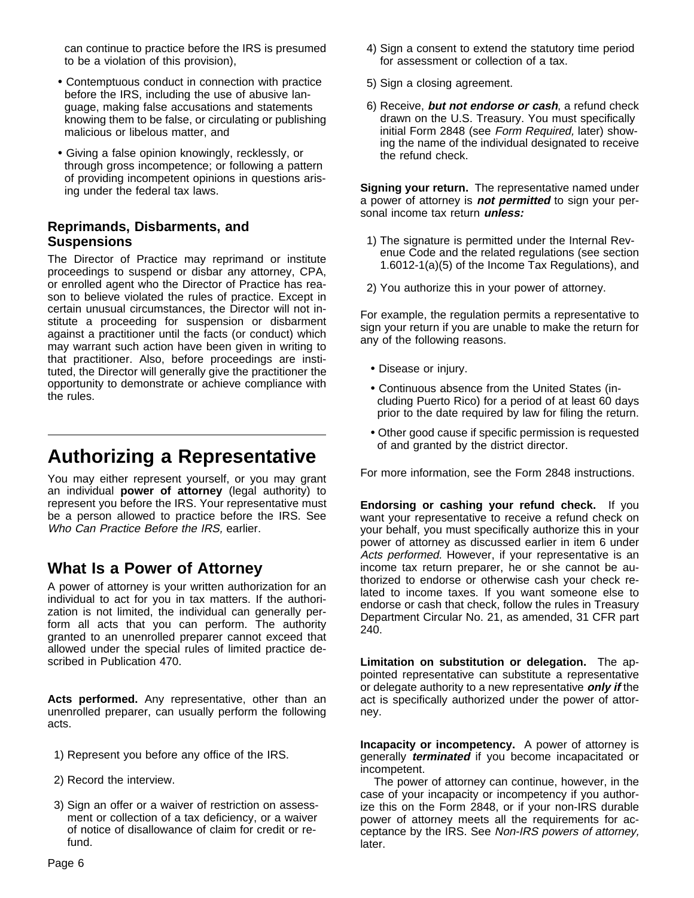can continue to practice before the IRS is presumed to be a violation of this provision),

- Contemptuous conduct in connection with practice before the IRS, including the use of abusive language, making false accusations and statements knowing them to be false, or circulating or publishing malicious or libelous matter, and
- Giving a false opinion knowingly, recklessly, or through gross incompetence; or following a pattern of providing incompetent opinions in questions arising under the federal tax laws.

### Reprimands, Disbarments, and Suspensions

The Director of Practice may reprimand or institute proceedings to suspend or disbar any attorney, CPA, or enrolled agent who the Director of Practice has reason to believe violated the rules of practice. Except in certain unusual circumstances, the Director will not institute a proceeding for suspension or disbarment against a practitioner until the facts (or conduct) which may warrant such action have been given in writing to that practitioner. Also, before proceedings are instituted, the Director will generally give the practitioner the opportunity to demonstrate or achieve compliance with the rules.

# Authorizing a Representative

You may either represent yourself, or you may grant an individual **power of attorney** (legal authority) to represent you before the IRS. Your representative must be a person allowed to practice before the IRS. See *Who Can Practice Before the IRS,* earlier.

## What Is a Power of Attorney

A power of attorney is your written authorization for an individual to act for you in tax matters. If the authorization is not limited, the individual can generally perform all acts that you can perform. The authority granted to an unenrolled preparer cannot exceed that allowed under the special rules of limited practice described in Publication 470.

**Acts performed.** Any representative, other than an unenrolled preparer, can usually perform the following acts.

1) Represent you before any office of the IRS.
2) Record the interview.
3) Sign an offer or a waiver of restriction on assessment or collection of a tax deficiency, or a waiver of notice of disallowance of claim for credit or refund.
4) Sign a consent to extend the statutory time period for assessment or collection of a tax.
5) Sign a closing agreement.
6) Receive, ***but not endorse or cash***, a refund check drawn on the U.S. Treasury. You must specifically initial Form 2848 (see *Form Required,* later) showing the name of the individual designated to receive the refund check.

**Signing your return.** The representative named under a power of attorney is ***not permitted*** to sign your personal income tax return ***unless:***

1) The signature is permitted under the Internal Revenue Code and the related regulations (see section 1.6012-1(a)(5) of the Income Tax Regulations), and
2) You authorize this in your power of attorney.

For example, the regulation permits a representative to sign your return if you are unable to make the return for any of the following reasons.

- Disease or injury.
- Continuous absence from the United States (including Puerto Rico) for a period of at least 60 days prior to the date required by law for filing the return.
- Other good cause if specific permission is requested of and granted by the district director.

For more information, see the Form 2848 instructions.

**Endorsing or cashing your refund check.** If you want your representative to receive a refund check on your behalf, you must specifically authorize this in your power of attorney as discussed earlier in item 6 under *Acts performed.* However, if your representative is an income tax return preparer, he or she cannot be authorized to endorse or otherwise cash your check related to income taxes. If you want someone else to endorse or cash that check, follow the rules in Treasury Department Circular No. 21, as amended, 31 CFR part 240.

**Limitation on substitution or delegation.** The appointed representative can substitute a representative or delegate authority to a new representative ***only if*** the act is specifically authorized under the power of attorney.

**Incapacity or incompetency.** A power of attorney is generally ***terminated*** if you become incapacitated or incompetent.

The power of attorney can continue, however, in the case of your incapacity or incompetency if you authorize this on the Form 2848, or if your non-IRS durable power of attorney meets all the requirements for acceptance by the IRS. See *Non-IRS powers of attorney,* later.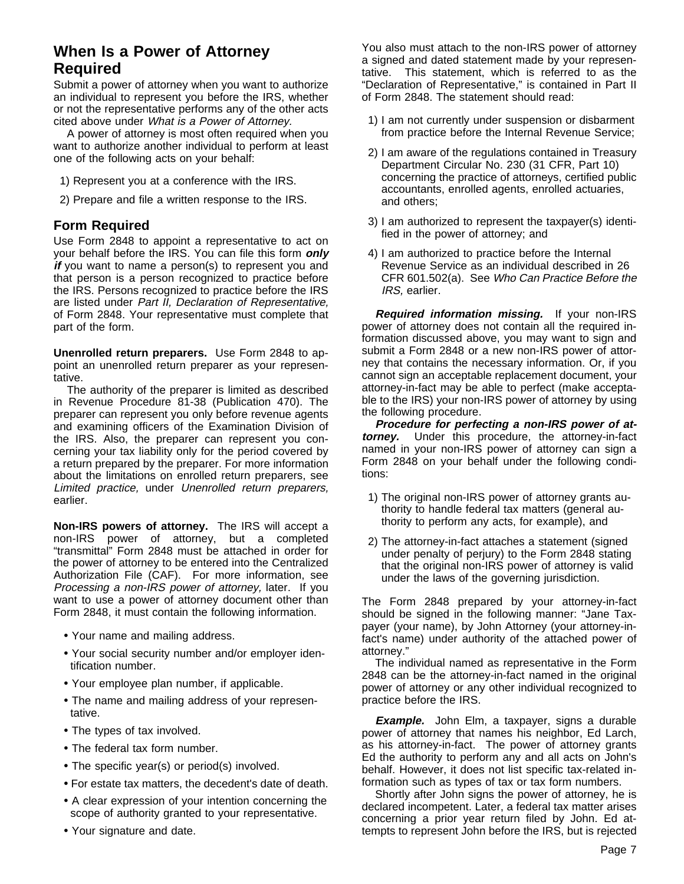## When Is a Power of Attorney Required

Submit a power of attorney when you want to authorize an individual to represent you before the IRS, whether or not the representative performs any of the other acts cited above under *What is a Power of Attorney.*

A power of attorney is most often required when you want to authorize another individual to perform at least one of the following acts on your behalf:

1) Represent you at a conference with the IRS.

2) Prepare and file a written response to the IRS.

## Form Required

Use Form 2848 to appoint a representative to act on your behalf before the IRS. You can file this form ***only if*** you want to name a person(s) to represent you and that person is a person recognized to practice before the IRS. Persons recognized to practice before the IRS are listed under *Part II, Declaration of Representative,* of Form 2848. Your representative must complete that part of the form.

**Unenrolled return preparers.** Use Form 2848 to appoint an unenrolled return preparer as your representative.

The authority of the preparer is limited as described in Revenue Procedure 81-38 (Publication 470). The preparer can represent you only before revenue agents and examining officers of the Examination Division of the IRS. Also, the preparer can represent you concerning your tax liability only for the period covered by a return prepared by the preparer. For more information about the limitations on enrolled return preparers, see *Limited practice,* under *Unenrolled return preparers,* earlier.

**Non-IRS powers of attorney.** The IRS will accept a non-IRS power of attorney, but a completed "transmittal" Form 2848 must be attached in order for the power of attorney to be entered into the Centralized Authorization File (CAF). For more information, see *Processing a non-IRS power of attorney,* later. If you want to use a power of attorney document other than Form 2848, it must contain the following information.

- Your name and mailing address.
- Your social security number and/or employer identification number.
- Your employee plan number, if applicable.
- The name and mailing address of your representative.
- The types of tax involved.
- The federal tax form number.
- The specific year(s) or period(s) involved.
- For estate tax matters, the decedent's date of death.
- A clear expression of your intention concerning the scope of authority granted to your representative.
- Your signature and date.

You also must attach to the non-IRS power of attorney a signed and dated statement made by your representative. This statement, which is referred to as the "Declaration of Representative," is contained in Part II of Form 2848. The statement should read:

1) I am not currently under suspension or disbarment from practice before the Internal Revenue Service;

2) I am aware of the regulations contained in Treasury Department Circular No. 230 (31 CFR, Part 10) concerning the practice of attorneys, certified public accountants, enrolled agents, enrolled actuaries, and others;

3) I am authorized to represent the taxpayer(s) identified in the power of attorney; and

4) I am authorized to practice before the Internal Revenue Service as an individual described in 26 CFR 601.502(a). See *Who Can Practice Before the IRS,* earlier.

***Required information missing.*** If your non-IRS power of attorney does not contain all the required information discussed above, you may want to sign and submit a Form 2848 or a new non-IRS power of attorney that contains the necessary information. Or, if you cannot sign an acceptable replacement document, your attorney-in-fact may be able to perfect (make acceptable to the IRS) your non-IRS power of attorney by using the following procedure.

***Procedure for perfecting a non-IRS power of attorney.*** Under this procedure, the attorney-in-fact named in your non-IRS power of attorney can sign a Form 2848 on your behalf under the following conditions:

1) The original non-IRS power of attorney grants authority to handle federal tax matters (general authority to perform any acts, for example), and

2) The attorney-in-fact attaches a statement (signed under penalty of perjury) to the Form 2848 stating that the original non-IRS power of attorney is valid under the laws of the governing jurisdiction.

The Form 2848 prepared by your attorney-in-fact should be signed in the following manner: "Jane Taxpayer (your name), by John Attorney (your attorney-in-fact's name) under authority of the attached power of attorney."

The individual named as representative in the Form 2848 can be the attorney-in-fact named in the original power of attorney or any other individual recognized to practice before the IRS.

***Example.*** John Elm, a taxpayer, signs a durable power of attorney that names his neighbor, Ed Larch, as his attorney-in-fact. The power of attorney grants Ed the authority to perform any and all acts on John's behalf. However, it does not list specific tax-related information such as types of tax or tax form numbers.

Shortly after John signs the power of attorney, he is declared incompetent. Later, a federal tax matter arises concerning a prior year return filed by John. Ed attempts to represent John before the IRS, but is rejected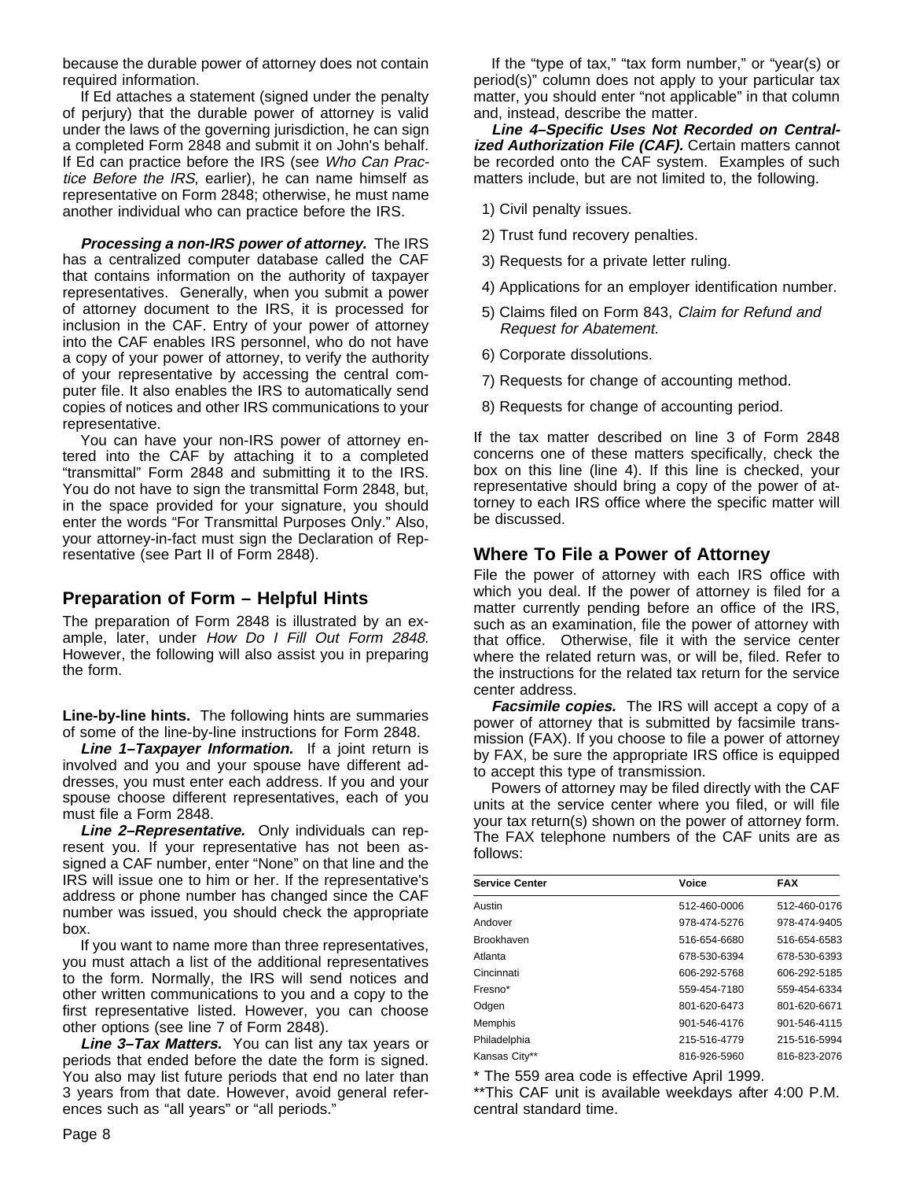because the durable power of attorney does not contain required information.

If Ed attaches a statement (signed under the penalty of perjury) that the durable power of attorney is valid under the laws of the governing jurisdiction, he can sign a completed Form 2848 and submit it on John's behalf. If Ed can practice before the IRS (see *Who Can Practice Before the IRS,* earlier), he can name himself as representative on Form 2848; otherwise, he must name another individual who can practice before the IRS.

***Processing a non-IRS power of attorney.*** The IRS has a centralized computer database called the CAF that contains information on the authority of taxpayer representatives. Generally, when you submit a power of attorney document to the IRS, it is processed for inclusion in the CAF. Entry of your power of attorney into the CAF enables IRS personnel, who do not have a copy of your power of attorney, to verify the authority of your representative by accessing the central computer file. It also enables the IRS to automatically send copies of notices and other IRS communications to your representative.

You can have your non-IRS power of attorney entered into the CAF by attaching it to a completed "transmittal" Form 2848 and submitting it to the IRS. You do not have to sign the transmittal Form 2848, but, in the space provided for your signature, you should enter the words "For Transmittal Purposes Only." Also, your attorney-in-fact must sign the Declaration of Representative (see Part II of Form 2848).

## Preparation of Form – Helpful Hints

The preparation of Form 2848 is illustrated by an example, later, under *How Do I Fill Out Form 2848.* However, the following will also assist you in preparing the form.

**Line-by-line hints.** The following hints are summaries of some of the line-by-line instructions for Form 2848.

***Line 1–Taxpayer Information.*** If a joint return is involved and you and your spouse have different addresses, you must enter each address. If you and your spouse choose different representatives, each of you must file a Form 2848.

***Line 2–Representative.*** Only individuals can represent you. If your representative has not been assigned a CAF number, enter "None" on that line and the IRS will issue one to him or her. If the representative's address or phone number has changed since the CAF number was issued, you should check the appropriate box.

If you want to name more than three representatives, you must attach a list of the additional representatives to the form. Normally, the IRS will send notices and other written communications to you and a copy to the first representative listed. However, you can choose other options (see line 7 of Form 2848).

***Line 3–Tax Matters.*** You can list any tax years or periods that ended before the date the form is signed. You also may list future periods that end no later than 3 years from that date. However, avoid general references such as "all years" or "all periods."

If the "type of tax," "tax form number," or "year(s) or period(s)" column does not apply to your particular tax matter, you should enter "not applicable" in that column and, instead, describe the matter.

***Line 4–Specific Uses Not Recorded on Centralized Authorization File (CAF).*** Certain matters cannot be recorded onto the CAF system. Examples of such matters include, but are not limited to, the following.

1) Civil penalty issues.
2) Trust fund recovery penalties.
3) Requests for a private letter ruling.
4) Applications for an employer identification number.
5) Claims filed on Form 843, *Claim for Refund and Request for Abatement.*
6) Corporate dissolutions.
7) Requests for change of accounting method.
8) Requests for change of accounting period.

If the tax matter described on line 3 of Form 2848 concerns one of these matters specifically, check the box on this line (line 4). If this line is checked, your representative should bring a copy of the power of attorney to each IRS office where the specific matter will be discussed.

## Where To File a Power of Attorney

File the power of attorney with each IRS office with which you deal. If the power of attorney is filed for a matter currently pending before an office of the IRS, such as an examination, file the power of attorney with that office. Otherwise, file it with the service center where the related return was, or will be, filed. Refer to the instructions for the related tax return for the service center address.

***Facsimile copies.*** The IRS will accept a copy of a power of attorney that is submitted by facsimile transmission (FAX). If you choose to file a power of attorney by FAX, be sure the appropriate IRS office is equipped to accept this type of transmission.

Powers of attorney may be filed directly with the CAF units at the service center where you filed, or will file your tax return(s) shown on the power of attorney form. The FAX telephone numbers of the CAF units are as follows:

| Service Center | Voice | FAX |
|---|---|---|
| Austin | 512-460-0006 | 512-460-0176 |
| Andover | 978-474-5276 | 978-474-9405 |
| Brookhaven | 516-654-6680 | 516-654-6583 |
| Atlanta | 678-530-6394 | 678-530-6393 |
| Cincinnati | 606-292-5768 | 606-292-5185 |
| Fresno* | 559-454-7180 | 559-454-6334 |
| Odgen | 801-620-6473 | 801-620-6671 |
| Memphis | 901-546-4176 | 901-546-4115 |
| Philadelphia | 215-516-4779 | 215-516-5994 |
| Kansas City** | 816-926-5960 | 816-823-2076 |

* The 559 area code is effective April 1999.

**This CAF unit is available weekdays after 4:00 P.M. central standard time.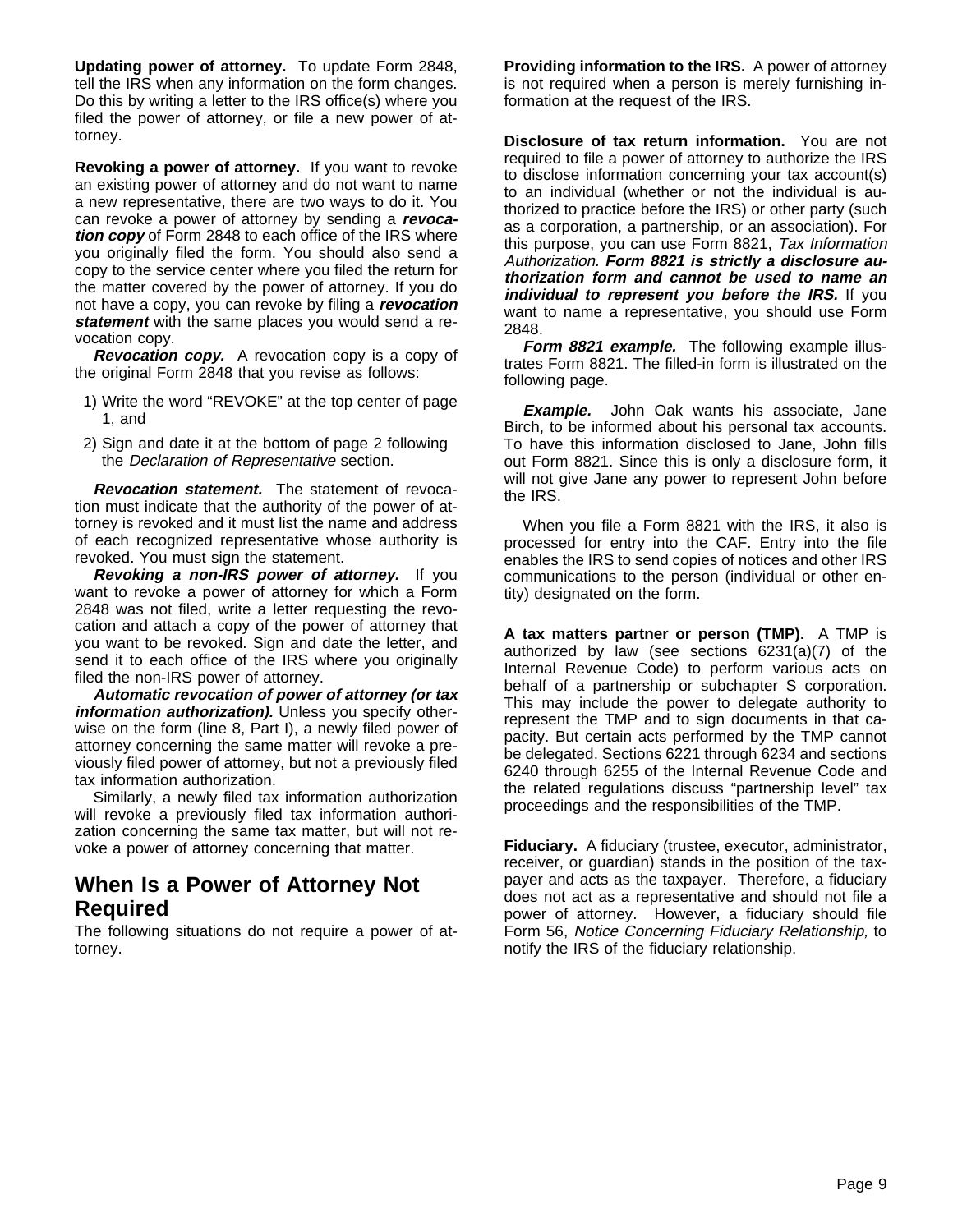**Updating power of attorney.** To update Form 2848, tell the IRS when any information on the form changes. Do this by writing a letter to the IRS office(s) where you filed the power of attorney, or file a new power of attorney.

**Revoking a power of attorney.** If you want to revoke an existing power of attorney and do not want to name a new representative, there are two ways to do it. You can revoke a power of attorney by sending a ***revocation copy*** of Form 2848 to each office of the IRS where you originally filed the form. You should also send a copy to the service center where you filed the return for the matter covered by the power of attorney. If you do not have a copy, you can revoke by filing a ***revocation statement*** with the same places you would send a revocation copy.

***Revocation copy.*** A revocation copy is a copy of the original Form 2848 that you revise as follows:

1) Write the word "REVOKE" at the top center of page 1, and
2) Sign and date it at the bottom of page 2 following the *Declaration of Representative* section.

***Revocation statement.*** The statement of revocation must indicate that the authority of the power of attorney is revoked and it must list the name and address of each recognized representative whose authority is revoked. You must sign the statement.

***Revoking a non-IRS power of attorney.*** If you want to revoke a power of attorney for which a Form 2848 was not filed, write a letter requesting the revocation and attach a copy of the power of attorney that you want to be revoked. Sign and date the letter, and send it to each office of the IRS where you originally filed the non-IRS power of attorney.

***Automatic revocation of power of attorney (or tax information authorization).*** Unless you specify otherwise on the form (line 8, Part I), a newly filed power of attorney concerning the same matter will revoke a previously filed power of attorney, but not a previously filed tax information authorization.

Similarly, a newly filed tax information authorization will revoke a previously filed tax information authorization concerning the same tax matter, but will not revoke a power of attorney concerning that matter.

## When Is a Power of Attorney Not Required

The following situations do not require a power of attorney.

**Providing information to the IRS.** A power of attorney is not required when a person is merely furnishing information at the request of the IRS.

**Disclosure of tax return information.** You are not required to file a power of attorney to authorize the IRS to disclose information concerning your tax account(s) to an individual (whether or not the individual is authorized to practice before the IRS) or other party (such as a corporation, a partnership, or an association). For this purpose, you can use Form 8821, *Tax Information Authorization.* ***Form 8821 is strictly a disclosure authorization form and cannot be used to name an individual to represent you before the IRS.*** If you want to name a representative, you should use Form 2848.

***Form 8821 example.*** The following example illustrates Form 8821. The filled-in form is illustrated on the following page.

***Example.*** John Oak wants his associate, Jane Birch, to be informed about his personal tax accounts. To have this information disclosed to Jane, John fills out Form 8821. Since this is only a disclosure form, it will not give Jane any power to represent John before the IRS.

When you file a Form 8821 with the IRS, it also is processed for entry into the CAF. Entry into the file enables the IRS to send copies of notices and other IRS communications to the person (individual or other entity) designated on the form.

**A tax matters partner or person (TMP).** A TMP is authorized by law (see sections 6231(a)(7) of the Internal Revenue Code) to perform various acts on behalf of a partnership or subchapter S corporation. This may include the power to delegate authority to represent the TMP and to sign documents in that capacity. But certain acts performed by the TMP cannot be delegated. Sections 6221 through 6234 and sections 6240 through 6255 of the Internal Revenue Code and the related regulations discuss "partnership level" tax proceedings and the responsibilities of the TMP.

**Fiduciary.** A fiduciary (trustee, executor, administrator, receiver, or guardian) stands in the position of the taxpayer and acts as the taxpayer. Therefore, a fiduciary does not act as a representative and should not file a power of attorney. However, a fiduciary should file Form 56, *Notice Concerning Fiduciary Relationship,* to notify the IRS of the fiduciary relationship.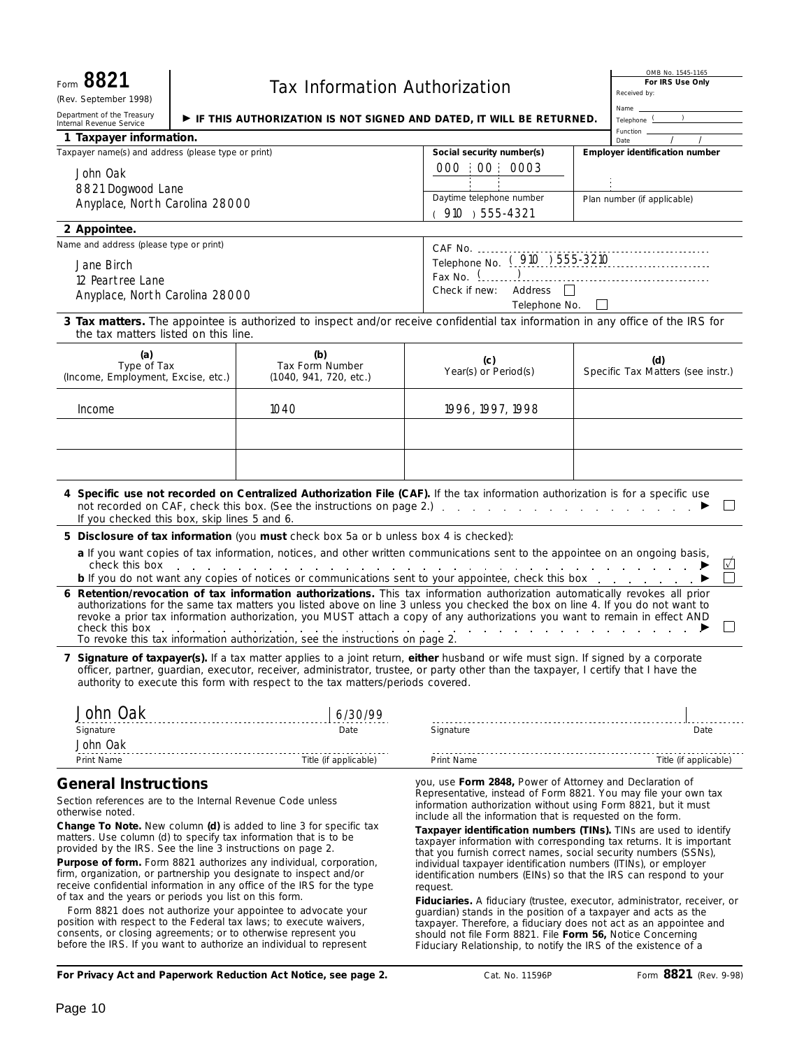Form **8821**
(Rev. September 1998)
Department of the Treasury
Internal Revenue Service

# Tax Information Authorization

▶ **IF THIS AUTHORIZATION IS NOT SIGNED AND DATED, IT WILL BE RETURNED.**

OMB No. 1545-1165

**For IRS Use Only**
Received by:
Name
Telephone ( )
Function
Date / /

**1 Taxpayer information.**

| Taxpayer name(s) and address (please type or print) | Social security number(s) | Employer identification number |
|---|---|---|
| John Oak<br>8821 Dogwood Lane<br>Anyplace, North Carolina 28000 | 000 : 00 : 0003 | |
| | Daytime telephone number<br>( 910 ) 555-4321 | Plan number (if applicable) |

**2 Appointee.**

Name and address (please type or print)

Jane Birch
12 Peartree Lane
Anyplace, North Carolina 28000

CAF No.
Telephone No. ( 910 ) 555-3210
Fax No. ( )
Check if new: Address ☐ Telephone No. ☐

**3 Tax matters.** The appointee is authorized to inspect and/or receive confidential tax information in any office of the IRS for the tax matters listed on this line.

| (a)<br>Type of Tax<br>(Income, Employment, Excise, etc.) | (b)<br>Tax Form Number<br>(1040, 941, 720, etc.) | (c)<br>Year(s) or Period(s) | (d)<br>Specific Tax Matters (see instr.) |
|---|---|---|---|
| Income | 1040 | 1996, 1997, 1998 | |
| | | | |
| | | | |

**4 Specific use not recorded on Centralized Authorization File (CAF).** If the tax information authorization is for a specific use not recorded on CAF, check this box. (See the instructions on page 2.) ▶ ☐
If you checked this box, skip lines 5 and 6.

**5 Disclosure of tax information** (you **must** check box 5a or b unless box 4 is checked):

**a** If you want copies of tax information, notices, and other written communications sent to the appointee on an ongoing basis, check this box ▶ ☑

**b** If you do not want any copies of notices or communications sent to your appointee, check this box ▶ ☐

**6 Retention/revocation of tax information authorizations.** This tax information authorization automatically revokes all prior authorizations for the same tax matters you listed above on line 3 unless you checked the box on line 4. If you do not want to revoke a prior tax information authorization, you MUST attach a copy of any authorizations you want to remain in effect AND check this box ▶ ☐
To revoke this tax information authorization, see the instructions on page 2.

**7 Signature of taxpayer(s).** If a tax matter applies to a joint return, **either** husband or wife must sign. If signed by a corporate officer, partner, guardian, executor, receiver, administrator, trustee, or party other than the taxpayer, I certify that I have the authority to execute this form with respect to the tax matters/periods covered.

| Signature | Date | Signature | Date |
|---|---|---|---|
| John Oak | 6/30/99 | | |

| Print Name | Title (if applicable) | Print Name | Title (if applicable) |
|---|---|---|---|
| John Oak | | | |

## General Instructions

Section references are to the Internal Revenue Code unless otherwise noted.

**Change To Note.** New column **(d)** is added to line 3 for specific tax matters. Use column (d) to specify tax information that is to be provided by the IRS. See the line 3 instructions on page 2.

**Purpose of form.** Form 8821 authorizes any individual, corporation, firm, organization, or partnership you designate to inspect and/or receive confidential information in any office of the IRS for the type of tax and the years or periods you list on this form.

Form 8821 does not authorize your appointee to advocate your position with respect to the Federal tax laws; to execute waivers, consents, or closing agreements; or to otherwise represent you before the IRS. If you want to authorize an individual to represent you, use **Form 2848,** Power of Attorney and Declaration of Representative, instead of Form 8821. You may file your own tax information authorization without using Form 8821, but it must include all the information that is requested on the form.

**Taxpayer identification numbers (TINs).** TINs are used to identify taxpayer information with corresponding tax returns. It is important that you furnish correct names, social security numbers (SSNs), individual taxpayer identification numbers (ITINs), or employer identification numbers (EINs) so that the IRS can respond to your request.

**Fiduciaries.** A fiduciary (trustee, executor, administrator, receiver, or guardian) stands in the position of a taxpayer and acts as the taxpayer. Therefore, a fiduciary does not act as an appointee and should not file Form 8821. File **Form 56,** Notice Concerning Fiduciary Relationship, to notify the IRS of the existence of a

**For Privacy Act and Paperwork Reduction Act Notice, see page 2.** Cat. No. 11596P Form **8821** (Rev. 9-98)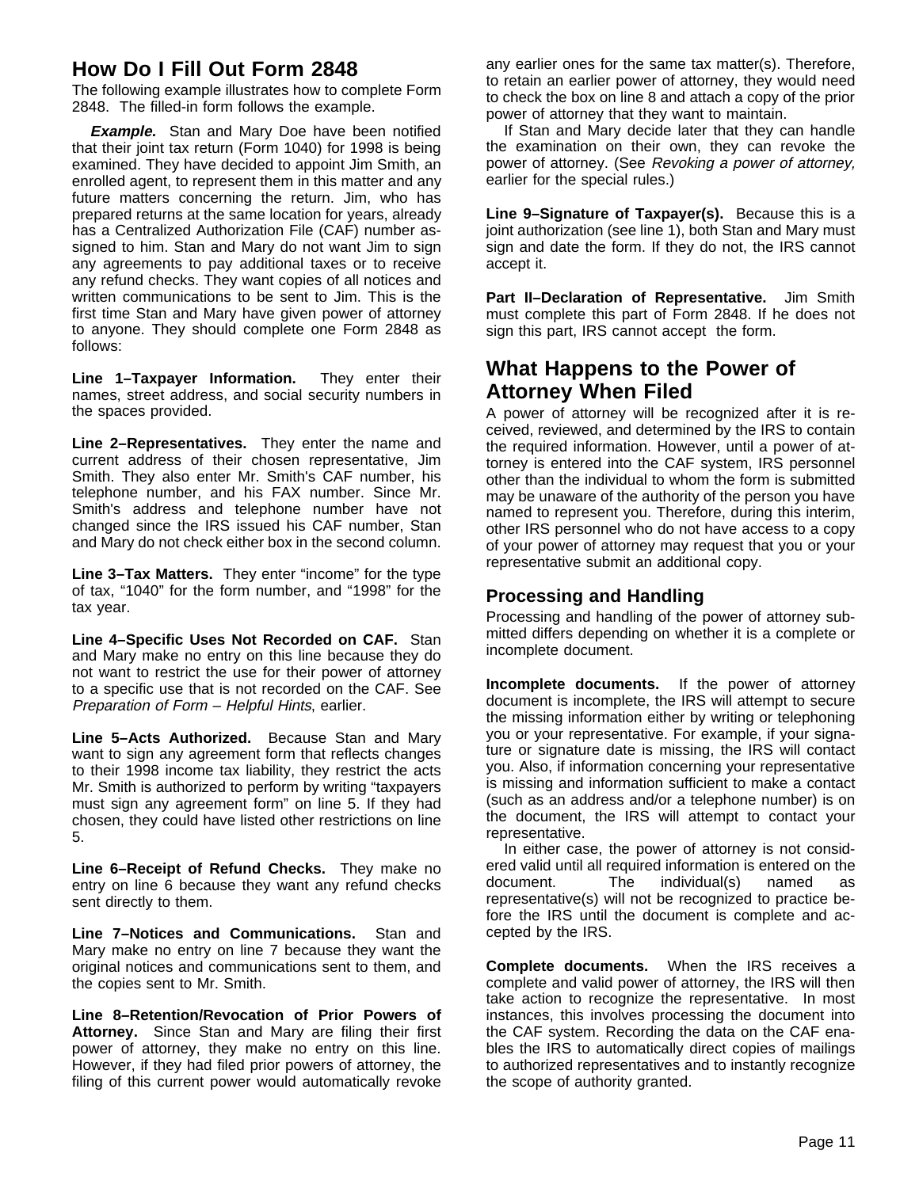## How Do I Fill Out Form 2848

The following example illustrates how to complete Form 2848. The filled-in form follows the example.

***Example.*** Stan and Mary Doe have been notified that their joint tax return (Form 1040) for 1998 is being examined. They have decided to appoint Jim Smith, an enrolled agent, to represent them in this matter and any future matters concerning the return. Jim, who has prepared returns at the same location for years, already has a Centralized Authorization File (CAF) number assigned to him. Stan and Mary do not want Jim to sign any agreements to pay additional taxes or to receive any refund checks. They want copies of all notices and written communications to be sent to Jim. This is the first time Stan and Mary have given power of attorney to anyone. They should complete one Form 2848 as follows:

**Line 1–Taxpayer Information.** They enter their names, street address, and social security numbers in the spaces provided.

**Line 2–Representatives.** They enter the name and current address of their chosen representative, Jim Smith. They also enter Mr. Smith's CAF number, his telephone number, and his FAX number. Since Mr. Smith's address and telephone number have not changed since the IRS issued his CAF number, Stan and Mary do not check either box in the second column.

**Line 3–Tax Matters.** They enter "income" for the type of tax, "1040" for the form number, and "1998" for the tax year.

**Line 4–Specific Uses Not Recorded on CAF.** Stan and Mary make no entry on this line because they do not want to restrict the use for their power of attorney to a specific use that is not recorded on the CAF. See *Preparation of Form – Helpful Hints*, earlier.

**Line 5–Acts Authorized.** Because Stan and Mary want to sign any agreement form that reflects changes to their 1998 income tax liability, they restrict the acts Mr. Smith is authorized to perform by writing "taxpayers must sign any agreement form" on line 5. If they had chosen, they could have listed other restrictions on line 5.

**Line 6–Receipt of Refund Checks.** They make no entry on line 6 because they want any refund checks sent directly to them.

**Line 7–Notices and Communications.** Stan and Mary make no entry on line 7 because they want the original notices and communications sent to them, and the copies sent to Mr. Smith.

**Line 8–Retention/Revocation of Prior Powers of Attorney.** Since Stan and Mary are filing their first power of attorney, they make no entry on this line. However, if they had filed prior powers of attorney, the filing of this current power would automatically revoke any earlier ones for the same tax matter(s). Therefore, to retain an earlier power of attorney, they would need to check the box on line 8 and attach a copy of the prior power of attorney that they want to maintain.

If Stan and Mary decide later that they can handle the examination on their own, they can revoke the power of attorney. (See *Revoking a power of attorney,* earlier for the special rules.)

**Line 9–Signature of Taxpayer(s).** Because this is a joint authorization (see line 1), both Stan and Mary must sign and date the form. If they do not, the IRS cannot accept it.

**Part II–Declaration of Representative.** Jim Smith must complete this part of Form 2848. If he does not sign this part, IRS cannot accept the form.

## What Happens to the Power of Attorney When Filed

A power of attorney will be recognized after it is received, reviewed, and determined by the IRS to contain the required information. However, until a power of attorney is entered into the CAF system, IRS personnel other than the individual to whom the form is submitted may be unaware of the authority of the person you have named to represent you. Therefore, during this interim, other IRS personnel who do not have access to a copy of your power of attorney may request that you or your representative submit an additional copy.

### Processing and Handling

Processing and handling of the power of attorney submitted differs depending on whether it is a complete or incomplete document.

**Incomplete documents.** If the power of attorney document is incomplete, the IRS will attempt to secure the missing information either by writing or telephoning you or your representative. For example, if your signature or signature date is missing, the IRS will contact you. Also, if information concerning your representative is missing and information sufficient to make a contact (such as an address and/or a telephone number) is on the document, the IRS will attempt to contact your representative.

In either case, the power of attorney is not considered valid until all required information is entered on the document. The individual(s) named as representative(s) will not be recognized to practice before the IRS until the document is complete and accepted by the IRS.

**Complete documents.** When the IRS receives a complete and valid power of attorney, the IRS will then take action to recognize the representative. In most instances, this involves processing the document into the CAF system. Recording the data on the CAF enables the IRS to automatically direct copies of mailings to authorized representatives and to instantly recognize the scope of authority granted.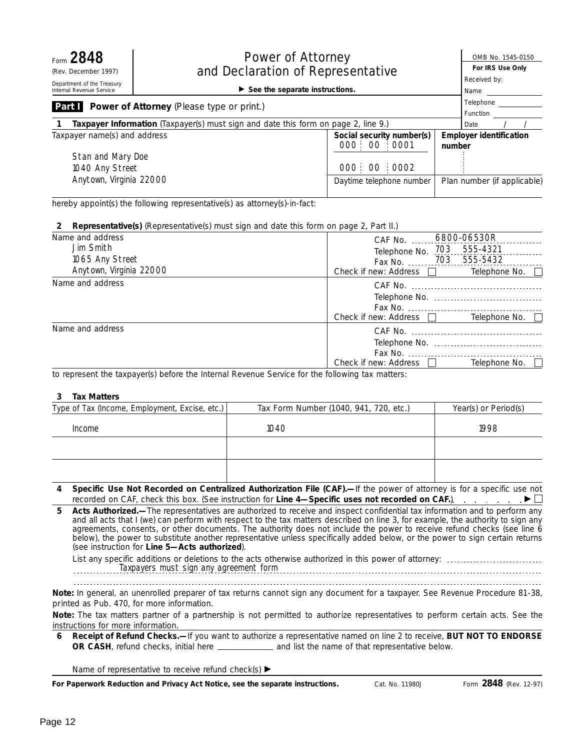Form **2848** (Rev. December 1997)
Department of the Treasury
Internal Revenue Service

# Power of Attorney and Declaration of Representative

► **See the separate instructions.**

OMB No. 1545-0150

**For IRS Use Only**
Received by:
Name
Telephone
Function
Date / /

## Part I Power of Attorney (Please type or print.)

**1 Taxpayer Information** (Taxpayer(s) must sign and date this form on page 2, line 9.)

| Taxpayer name(s) and address | Social security number(s) | Employer identification number |
|---|---|---|
| Stan and Mary Doe<br>1040 Any Street<br>Anytown, Virginia 22000 | 000 : 00 : 0001<br>000 : 00 : 0002 | |
| | Daytime telephone number | Plan number (if applicable) |

hereby appoint(s) the following representative(s) as attorney(s)-in-fact:

**2 Representative(s)** (Representative(s) must sign and date this form on page 2, Part II.)

| Name and address | |
|---|---|
| Jim Smith<br>1065 Any Street<br>Anytown, Virginia 22000 | CAF No. 6800-06530R<br>Telephone No. 703 555-4321<br>Fax No. 703 555-5432<br>Check if new: Address ☐ Telephone No. ☐ |
| Name and address | CAF No.<br>Telephone No.<br>Fax No.<br>Check if new: Address ☐ Telephone No. ☐ |
| Name and address | CAF No.<br>Telephone No.<br>Fax No.<br>Check if new: Address ☐ Telephone No. ☐ |

to represent the taxpayer(s) before the Internal Revenue Service for the following tax matters:

**3 Tax Matters**

| Type of Tax (Income, Employment, Excise, etc.) | Tax Form Number (1040, 941, 720, etc.) | Year(s) or Period(s) |
|---|---|---|
| Income | 1040 | 1998 |
| | | |
| | | |

**4 Specific Use Not Recorded on Centralized Authorization File (CAF).—** If the power of attorney is for a specific use not recorded on CAF, check this box. (See instruction for **Line 4—Specific uses not recorded on CAF.**) . . . . . . . ► ☐

**5 Acts Authorized.—** The representatives are authorized to receive and inspect confidential tax information and to perform any and all acts that I (we) can perform with respect to the tax matters described on line 3, for example, the authority to sign any agreements, consents, or other documents. The authority does not include the power to receive refund checks (see line 6 below), the power to substitute another representative unless specifically added below, or the power to sign certain returns (see instruction for **Line 5—Acts authorized**).

List any specific additions or deletions to the acts otherwise authorized in this power of attorney: Taxpayers must sign any agreement form

**Note:** In general, an unenrolled preparer of tax returns cannot sign any document for a taxpayer. See Revenue Procedure 81-38, printed as Pub. 470, for more information.

**Note:** The tax matters partner of a partnership is not permitted to authorize representatives to perform certain acts. See the instructions for more information.

**6 Receipt of Refund Checks.—** If you want to authorize a representative named on line 2 to receive, **BUT NOT TO ENDORSE OR CASH**, refund checks, initial here ____________ and list the name of that representative below.

Name of representative to receive refund check(s) ►

**For Paperwork Reduction and Privacy Act Notice, see the separate instructions.** Cat. No. 11980J Form **2848** (Rev. 12-97)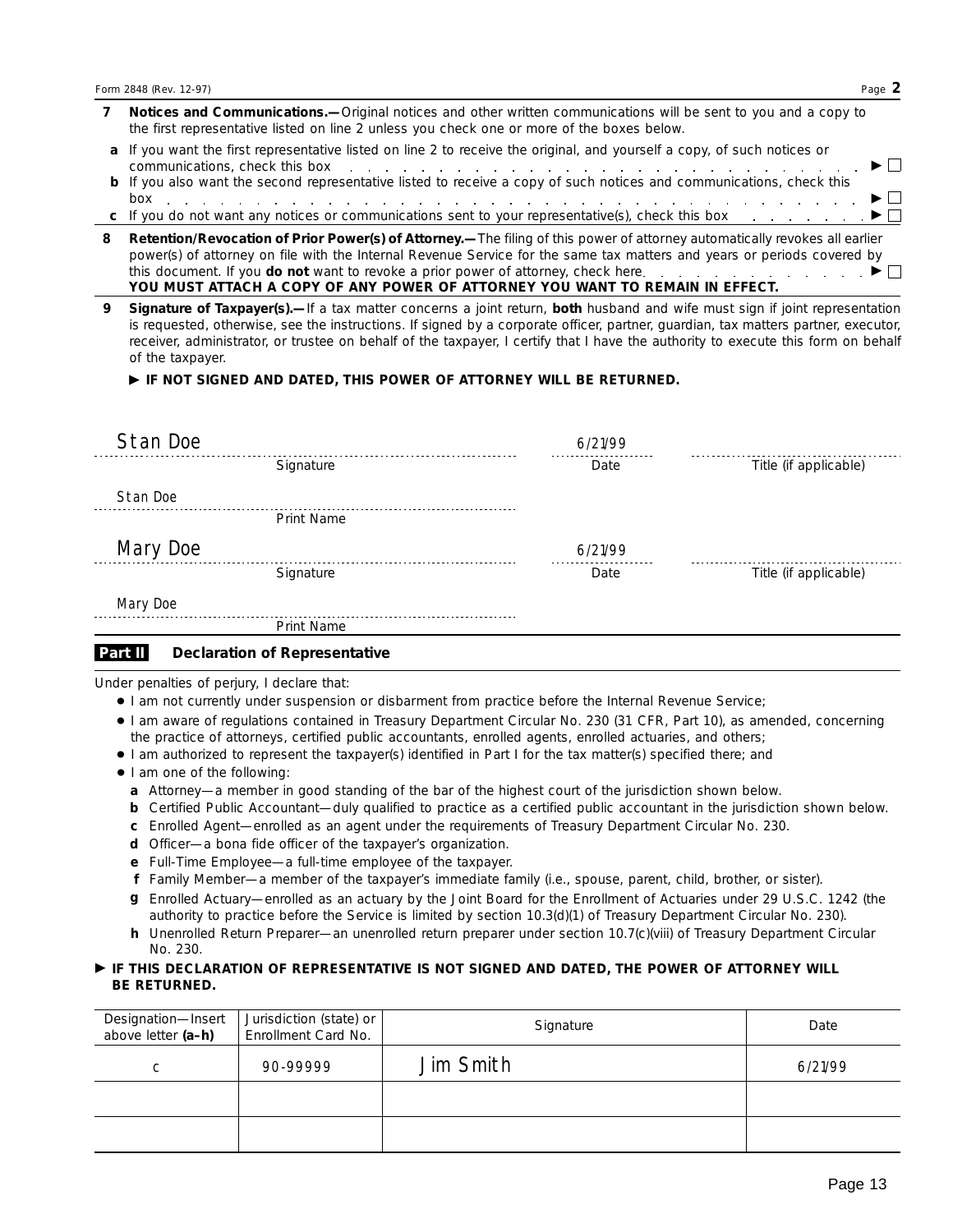Form 2848 (Rev. 12-97) Page **2**

**7 Notices and Communications.—** Original notices and other written communications will be sent to you and a copy to the first representative listed on line 2 unless you check one or more of the boxes below.

**a** If you want the first representative listed on line 2 to receive the original, and yourself a copy, of such notices or communications, check this box ▶ ☐

**b** If you also want the second representative listed to receive a copy of such notices and communications, check this box ▶ ☐

**c** If you do not want any notices or communications sent to your representative(s), check this box ▶ ☐

**8 Retention/Revocation of Prior Power(s) of Attorney.—** The filing of this power of attorney automatically revokes all earlier power(s) of attorney on file with the Internal Revenue Service for the same tax matters and years or periods covered by this document. If you **do not** want to revoke a prior power of attorney, check here ▶ ☐

**YOU MUST ATTACH A COPY OF ANY POWER OF ATTORNEY YOU WANT TO REMAIN IN EFFECT.**

**9 Signature of Taxpayer(s).—** If a tax matter concerns a joint return, **both** husband and wife must sign if joint representation is requested, otherwise, see the instructions. If signed by a corporate officer, partner, guardian, tax matters partner, executor, receiver, administrator, or trustee on behalf of the taxpayer, I certify that I have the authority to execute this form on behalf of the taxpayer.

▶ **IF NOT SIGNED AND DATED, THIS POWER OF ATTORNEY WILL BE RETURNED.**

| Signature | Date | Title (if applicable) |
|---|---|---|
| Stan Doe | 6/21/99 | |

Print Name: Stan Doe

| Signature | Date | Title (if applicable) |
|---|---|---|
| Mary Doe | 6/21/99 | |

Print Name: Mary Doe

## Part II Declaration of Representative

Under penalties of perjury, I declare that:

- I am not currently under suspension or disbarment from practice before the Internal Revenue Service;
- I am aware of regulations contained in Treasury Department Circular No. 230 (31 CFR, Part 10), as amended, concerning the practice of attorneys, certified public accountants, enrolled agents, enrolled actuaries, and others;
- I am authorized to represent the taxpayer(s) identified in Part I for the tax matter(s) specified there; and
- I am one of the following:
  - **a** Attorney—a member in good standing of the bar of the highest court of the jurisdiction shown below.
  - **b** Certified Public Accountant—duly qualified to practice as a certified public accountant in the jurisdiction shown below.
  - **c** Enrolled Agent—enrolled as an agent under the requirements of Treasury Department Circular No. 230.
  - **d** Officer—a bona fide officer of the taxpayer's organization.
  - **e** Full-Time Employee—a full-time employee of the taxpayer.
  - **f** Family Member—a member of the taxpayer's immediate family (i.e., spouse, parent, child, brother, or sister).
  - **g** Enrolled Actuary—enrolled as an actuary by the Joint Board for the Enrollment of Actuaries under 29 U.S.C. 1242 (the authority to practice before the Service is limited by section 10.3(d)(1) of Treasury Department Circular No. 230).
  - **h** Unenrolled Return Preparer—an unenrolled return preparer under section 10.7(c)(viii) of Treasury Department Circular No. 230.

▶ **IF THIS DECLARATION OF REPRESENTATIVE IS NOT SIGNED AND DATED, THE POWER OF ATTORNEY WILL BE RETURNED.**

| Designation—Insert above letter **(a–h)** | Jurisdiction (state) or Enrollment Card No. | Signature | Date |
|---|---|---|---|
| c | 90-99999 | Jim Smith | 6/21/99 |
| | | | |
| | | | |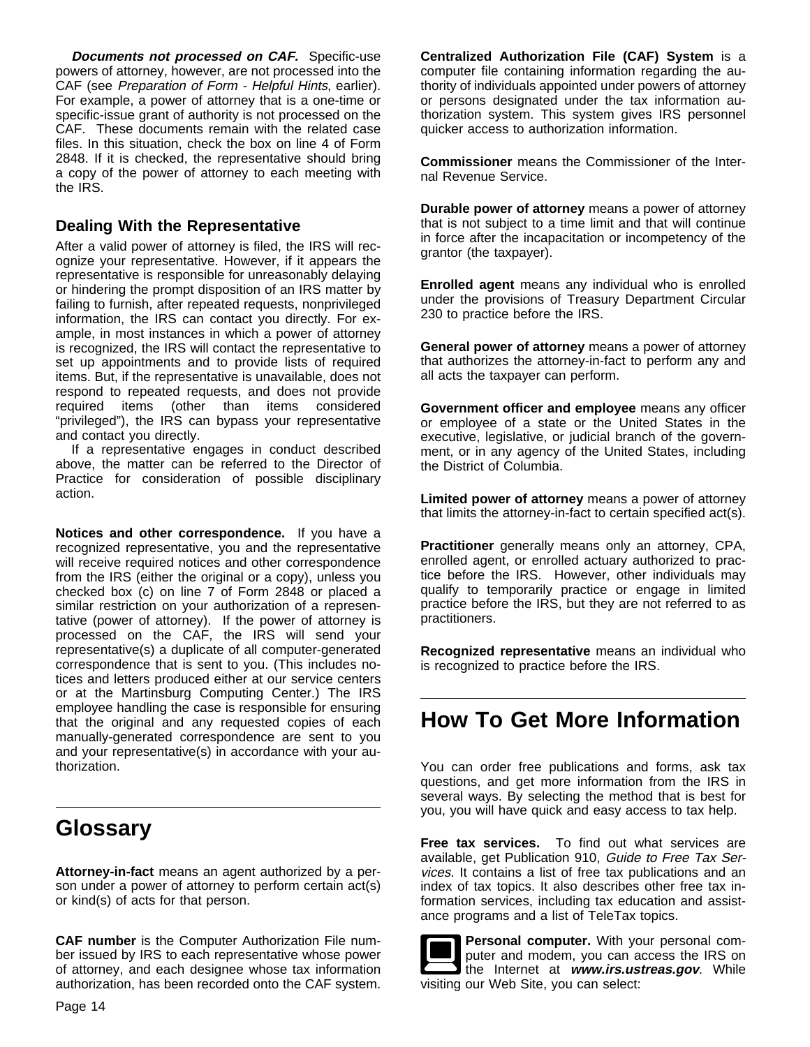***Documents not processed on CAF.*** Specific-use powers of attorney, however, are not processed into the CAF (see *Preparation of Form - Helpful Hints*, earlier). For example, a power of attorney that is a one-time or specific-issue grant of authority is not processed on the CAF. These documents remain with the related case files. In this situation, check the box on line 4 of Form 2848. If it is checked, the representative should bring a copy of the power of attorney to each meeting with the IRS.

### Dealing With the Representative

After a valid power of attorney is filed, the IRS will recognize your representative. However, if it appears the representative is responsible for unreasonably delaying or hindering the prompt disposition of an IRS matter by failing to furnish, after repeated requests, nonprivileged information, the IRS can contact you directly. For example, in most instances in which a power of attorney is recognized, the IRS will contact the representative to set up appointments and to provide lists of required items. But, if the representative is unavailable, does not respond to repeated requests, and does not provide required items (other than items considered “privileged”), the IRS can bypass your representative and contact you directly.

If a representative engages in conduct described above, the matter can be referred to the Director of Practice for consideration of possible disciplinary action.

**Notices and other correspondence.** If you have a recognized representative, you and the representative will receive required notices and other correspondence from the IRS (either the original or a copy), unless you checked box (c) on line 7 of Form 2848 or placed a similar restriction on your authorization of a representative (power of attorney). If the power of attorney is processed on the CAF, the IRS will send your representative(s) a duplicate of all computer-generated correspondence that is sent to you. (This includes notices and letters produced either at our service centers or at the Martinsburg Computing Center.) The IRS employee handling the case is responsible for ensuring that the original and any requested copies of each manually-generated correspondence are sent to you and your representative(s) in accordance with your authorization.

## Glossary

**Attorney-in-fact** means an agent authorized by a person under a power of attorney to perform certain act(s) or kind(s) of acts for that person.

**CAF number** is the Computer Authorization File number issued by IRS to each representative whose power of attorney, and each designee whose tax information authorization, has been recorded onto the CAF system.

**Centralized Authorization File (CAF) System** is a computer file containing information regarding the authority of individuals appointed under powers of attorney or persons designated under the tax information authorization system. This system gives IRS personnel quicker access to authorization information.

**Commissioner** means the Commissioner of the Internal Revenue Service.

**Durable power of attorney** means a power of attorney that is not subject to a time limit and that will continue in force after the incapacitation or incompetency of the grantor (the taxpayer).

**Enrolled agent** means any individual who is enrolled under the provisions of Treasury Department Circular 230 to practice before the IRS.

**General power of attorney** means a power of attorney that authorizes the attorney-in-fact to perform any and all acts the taxpayer can perform.

**Government officer and employee** means any officer or employee of a state or the United States in the executive, legislative, or judicial branch of the government, or in any agency of the United States, including the District of Columbia.

**Limited power of attorney** means a power of attorney that limits the attorney-in-fact to certain specified act(s).

**Practitioner** generally means only an attorney, CPA, enrolled agent, or enrolled actuary authorized to practice before the IRS. However, other individuals may qualify to temporarily practice or engage in limited practice before the IRS, but they are not referred to as practitioners.

**Recognized representative** means an individual who is recognized to practice before the IRS.

## How To Get More Information

You can order free publications and forms, ask tax questions, and get more information from the IRS in several ways. By selecting the method that is best for you, you will have quick and easy access to tax help.

**Free tax services.** To find out what services are available, get Publication 910, *Guide to Free Tax Services*. It contains a list of free tax publications and an index of tax topics. It also describes other free tax information services, including tax education and assistance programs and a list of TeleTax topics.

**Personal computer.** With your personal computer and modem, you can access the IRS on the Internet at ***www.irs.ustreas.gov***. While visiting our Web Site, you can select: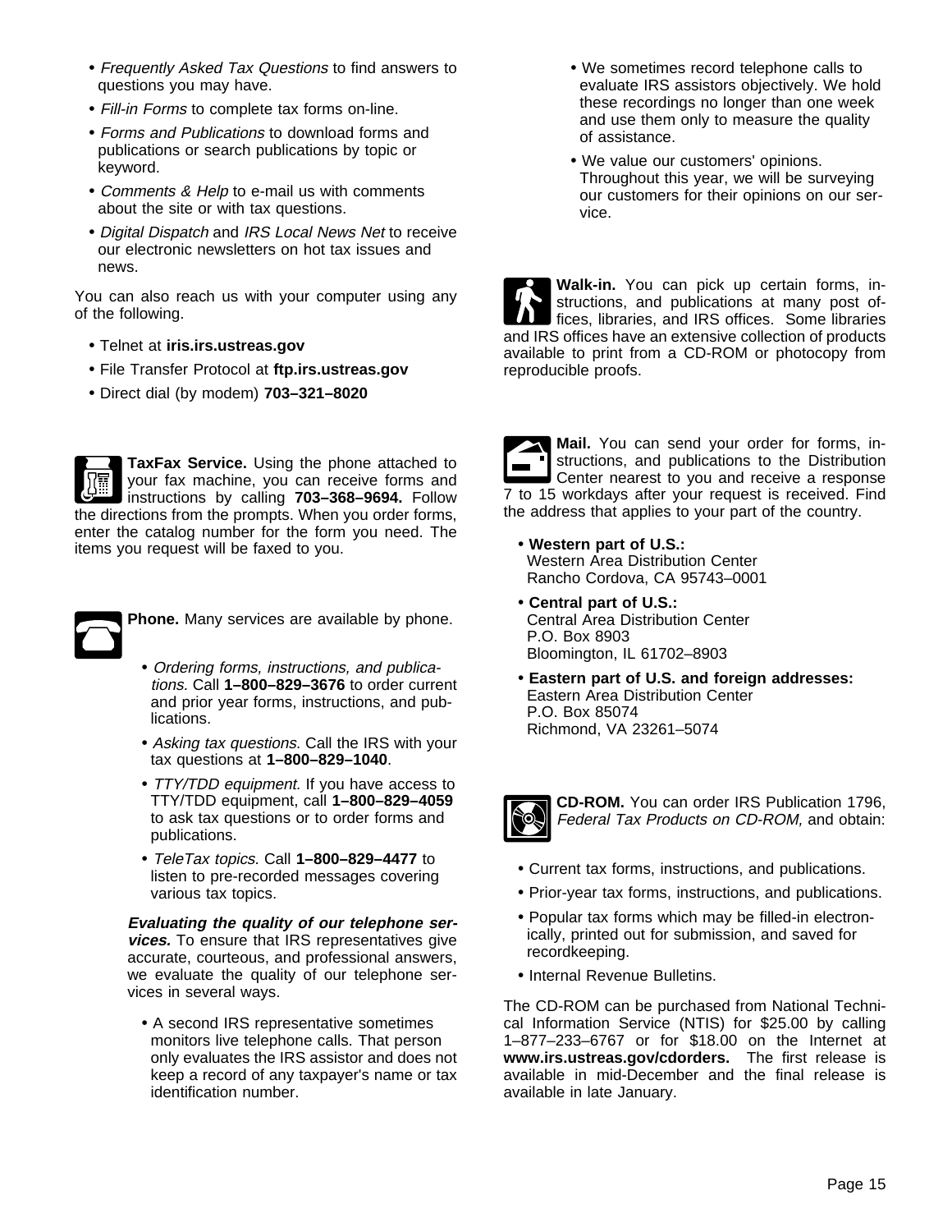- *Frequently Asked Tax Questions* to find answers to questions you may have.
- *Fill-in Forms* to complete tax forms on-line.
- *Forms and Publications* to download forms and publications or search publications by topic or keyword.
- *Comments & Help* to e-mail us with comments about the site or with tax questions.
- *Digital Dispatch* and *IRS Local News Net* to receive our electronic newsletters on hot tax issues and news.

You can also reach us with your computer using any of the following.

- Telnet at **iris.irs.ustreas.gov**
- File Transfer Protocol at **ftp.irs.ustreas.gov**
- Direct dial (by modem) **703–321–8020**

**TaxFax Service.** Using the phone attached to your fax machine, you can receive forms and instructions by calling **703–368–9694.** Follow the directions from the prompts. When you order forms, enter the catalog number for the form you need. The items you request will be faxed to you.

**Phone.** Many services are available by phone.

- *Ordering forms, instructions, and publications.* Call **1–800–829–3676** to order current and prior year forms, instructions, and publications.
- *Asking tax questions.* Call the IRS with your tax questions at **1–800–829–1040**.
- *TTY/TDD equipment.* If you have access to TTY/TDD equipment, call **1–800–829–4059** to ask tax questions or to order forms and publications.
- *TeleTax topics.* Call **1–800–829–4477** to listen to pre-recorded messages covering various tax topics.

***Evaluating the quality of our telephone services.*** To ensure that IRS representatives give accurate, courteous, and professional answers, we evaluate the quality of our telephone services in several ways.

- A second IRS representative sometimes monitors live telephone calls. That person only evaluates the IRS assistor and does not keep a record of any taxpayer's name or tax identification number.
- We sometimes record telephone calls to evaluate IRS assistors objectively. We hold these recordings no longer than one week and use them only to measure the quality of assistance.
- We value our customers' opinions. Throughout this year, we will be surveying our customers for their opinions on our service.

**Walk-in.** You can pick up certain forms, instructions, and publications at many post offices, libraries, and IRS offices. Some libraries and IRS offices have an extensive collection of products available to print from a CD-ROM or photocopy from reproducible proofs.

**Mail.** You can send your order for forms, instructions, and publications to the Distribution Center nearest to you and receive a response 7 to 15 workdays after your request is received. Find the address that applies to your part of the country.

- **Western part of U.S.:**
  Western Area Distribution Center
  Rancho Cordova, CA 95743–0001
- **Central part of U.S.:**
  Central Area Distribution Center
  P.O. Box 8903
  Bloomington, IL 61702–8903
- **Eastern part of U.S. and foreign addresses:**
  Eastern Area Distribution Center
  P.O. Box 85074
  Richmond, VA 23261–5074

**CD-ROM.** You can order IRS Publication 1796, *Federal Tax Products on CD-ROM,* and obtain:

- Current tax forms, instructions, and publications.
- Prior-year tax forms, instructions, and publications.
- Popular tax forms which may be filled-in electronically, printed out for submission, and saved for recordkeeping.
- Internal Revenue Bulletins.

The CD-ROM can be purchased from National Technical Information Service (NTIS) for $25.00 by calling 1–877–233–6767 or for $18.00 on the Internet at **www.irs.ustreas.gov/cdorders.** The first release is available in mid-December and the final release is available in late January.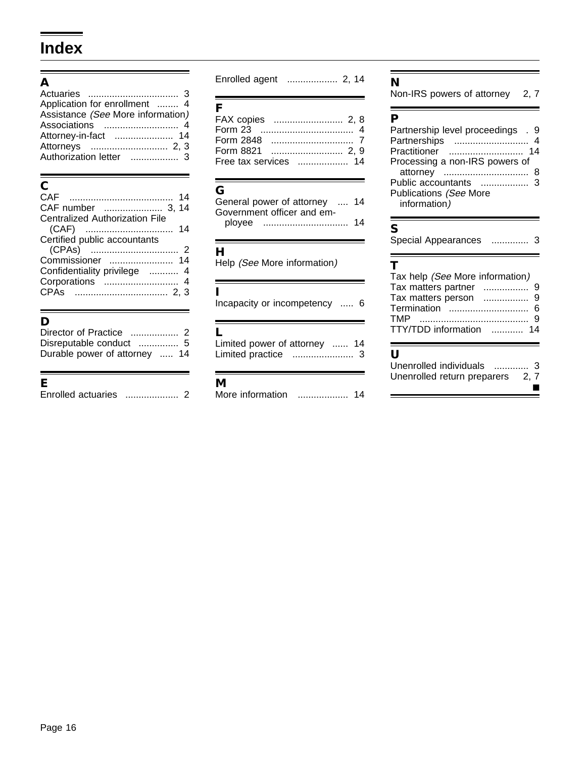# Index

## A

Actuaries .................................. 3
Application for enrollment ........ 4
Assistance *(See* More information*)*
Associations ............................ 4
Attorney-in-fact ...................... 14
Attorneys ............................. 2, 3
Authorization letter .................. 3

## C

CAF ....................................... 14
CAF number ...................... 3, 14
Centralized Authorization File (CAF) ................................. 14
Certified public accountants (CPAs) ................................. 2
Commissioner ........................ 14
Confidentiality privilege ........... 4
Corporations ............................ 4
CPAs ................................... 2, 3

## D

Director of Practice .................. 2
Disreputable conduct ............... 5
Durable power of attorney ..... 14

## E

Enrolled actuaries .................... 2
Enrolled agent ................... 2, 14

## F

FAX copies .......................... 2, 8
Form 23 ................................... 4
Form 2848 ............................... 7
Form 8821 ........................... 2, 9
Free tax services ................... 14

## G

General power of attorney .... 14
Government officer and employee ................................ 14

## H

Help *(See* More information*)*

## I

Incapacity or incompetency ..... 6

## L

Limited power of attorney ...... 14
Limited practice ....................... 3

## M

More information ................... 14

## N

Non-IRS powers of attorney 2, 7

## P

Partnership level proceedings . 9
Partnerships ............................ 4
Practitioner ............................ 14
Processing a non-IRS powers of attorney ................................ 8
Public accountants .................. 3
Publications *(See* More information*)*

## S

Special Appearances .............. 3

## T

Tax help *(See* More information*)*
Tax matters partner ................. 9
Tax matters person ................. 9
Termination .............................. 6
TMP ......................................... 9
TTY/TDD information ............ 14

## U

Unenrolled individuals ............. 3
Unenrolled return preparers 2, 7

■